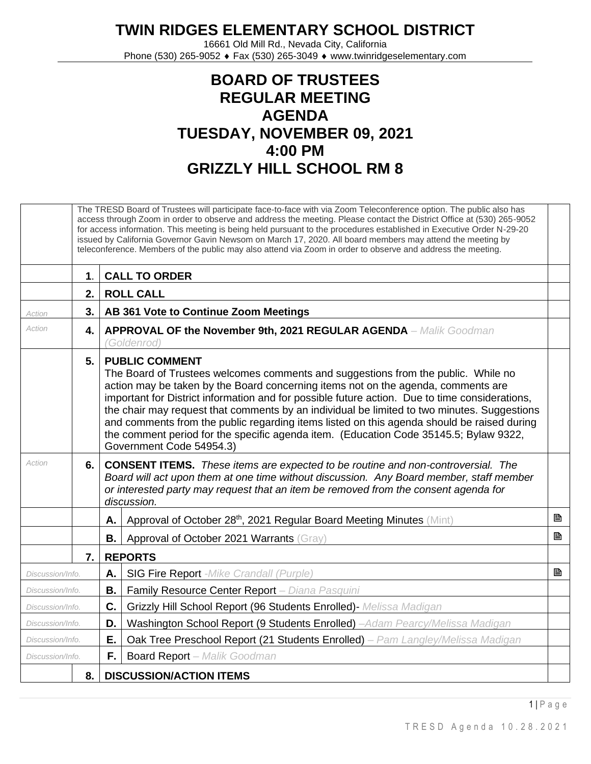# TWIN RIDGES ELEMENTARY SCHOOL DISTRICT

16661 Old Mill Rd., Nevada City, California
Phone (530) 265-9052 ♦ Fax (530) 265-3049 ♦ www.twinridgeselementary.com

## BOARD OF TRUSTEES
## REGULAR MEETING
## AGENDA
## TUESDAY, NOVEMBER 09, 2021
## 4:00 PM
## GRIZZLY HILL SCHOOL RM 8

| | | | | |
|---|---|---|---|---|
| | The TRESD Board of Trustees will participate face-to-face with via Zoom Teleconference option. The public also has access through Zoom in order to observe and address the meeting. Please contact the District Office at (530) 265-9052 for access information. This meeting is being held pursuant to the procedures established in Executive Order N-29-20 issued by California Governor Gavin Newsom on March 17, 2020. All board members may attend the meeting by teleconference. Members of the public may also attend via Zoom in order to observe and address the meeting. | | | |
| | **1.** | **CALL TO ORDER** | | |
| | **2.** | **ROLL CALL** | | |
| *Action* | **3.** | **AB 361 Vote to Continue Zoom Meetings** | | |
| *Action* | **4.** | **APPROVAL OF the November 9th, 2021 REGULAR AGENDA** – *Malik Goodman (Goldenrod)* | | |
| | **5.** | **PUBLIC COMMENT**<br>The Board of Trustees welcomes comments and suggestions from the public. While no action may be taken by the Board concerning items not on the agenda, comments are important for District information and for possible future action. Due to time considerations, the chair may request that comments by an individual be limited to two minutes. Suggestions and comments from the public regarding items listed on this agenda should be raised during the comment period for the specific agenda item. (Education Code 35145.5; Bylaw 9322, Government Code 54954.3) | | |
| *Action* | **6.** | **CONSENT ITEMS.** *These items are expected to be routine and non-controversial. The Board will act upon them at one time without discussion. Any Board member, staff member or interested party may request that an item be removed from the consent agenda for discussion.* | | |
| | | **A.** | Approval of October 28th, 2021 Regular Board Meeting Minutes (Mint) | 🗎 |
| | | **B.** | Approval of October 2021 Warrants (Gray) | 🗎 |
| | **7.** | **REPORTS** | | |
| *Discussion/Info.* | | **A.** | SIG Fire Report -*Mike Crandall (Purple)* | 🗎 |
| *Discussion/Info.* | | **B.** | Family Resource Center Report – *Diana Pasquini* | |
| *Discussion/Info.* | | **C.** | Grizzly Hill School Report (96 Students Enrolled)- *Melissa Madigan* | |
| *Discussion/Info.* | | **D.** | Washington School Report (9 Students Enrolled) –*Adam Pearcy/Melissa Madigan* | |
| *Discussion/Info.* | | **E.** | Oak Tree Preschool Report (21 Students Enrolled) – *Pam Langley/Melissa Madigan* | |
| *Discussion/Info.* | | **F.** | Board Report – *Malik Goodman* | |
| | **8.** | **DISCUSSION/ACTION ITEMS** | | |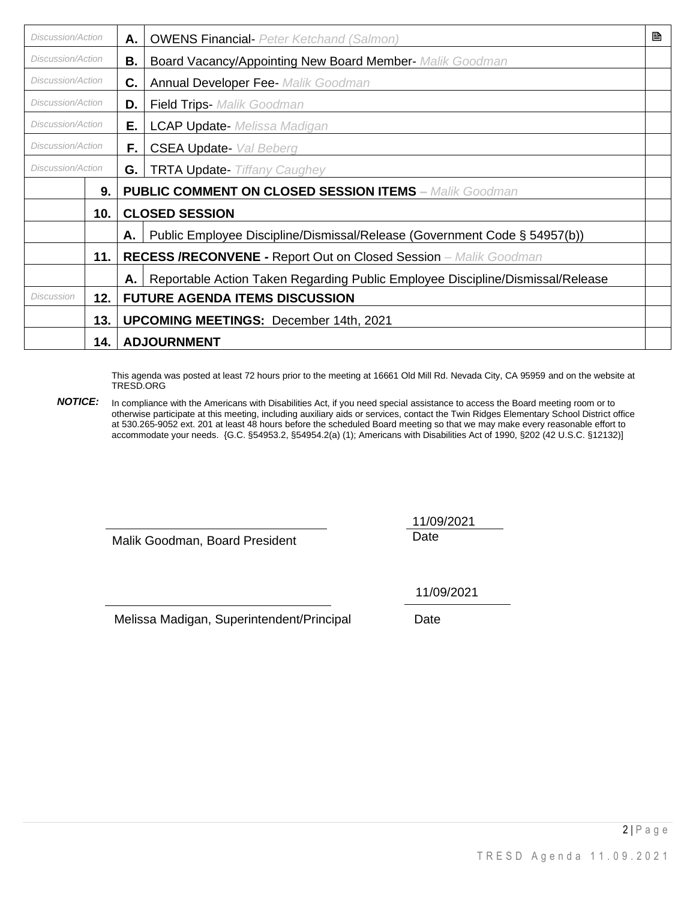| | | | | |
|---|---|---|---|---|
| *Discussion/Action* | | **A.** | OWENS Financial- *Peter Ketchand (Salmon)* | 🖹 |
| *Discussion/Action* | | **B.** | Board Vacancy/Appointing New Board Member- *Malik Goodman* | |
| *Discussion/Action* | | **C.** | Annual Developer Fee- *Malik Goodman* | |
| *Discussion/Action* | | **D.** | Field Trips- *Malik Goodman* | |
| *Discussion/Action* | | **E.** | LCAP Update- *Melissa Madigan* | |
| *Discussion/Action* | | **F.** | CSEA Update- *Val Beberg* | |
| *Discussion/Action* | | **G.** | TRTA Update- *Tiffany Caughey* | |
| | **9.** | **PUBLIC COMMENT ON CLOSED SESSION ITEMS** – *Malik Goodman* | | |
| | **10.** | **CLOSED SESSION** | | |
| | | **A.** | Public Employee Discipline/Dismissal/Release (Government Code § 54957(b)) | |
| | **11.** | **RECESS /RECONVENE -** Report Out on Closed Session – *Malik Goodman* | | |
| | | **A.** | Reportable Action Taken Regarding Public Employee Discipline/Dismissal/Release | |
| *Discussion* | **12.** | **FUTURE AGENDA ITEMS DISCUSSION** | | |
| | **13.** | **UPCOMING MEETINGS:** December 14th, 2021 | | |
| | **14.** | **ADJOURNMENT** | | |

This agenda was posted at least 72 hours prior to the meeting at 16661 Old Mill Rd. Nevada City, CA 95959 and on the website at TRESD.ORG

***NOTICE:*** In compliance with the Americans with Disabilities Act, if you need special assistance to access the Board meeting room or to otherwise participate at this meeting, including auxiliary aids or services, contact the Twin Ridges Elementary School District office at 530.265-9052 ext. 201 at least 48 hours before the scheduled Board meeting so that we may make every reasonable effort to accommodate your needs. {G.C. §54953.2, §54954.2(a) (1); Americans with Disabilities Act of 1990, §202 (42 U.S.C. §12132)]

Malik Goodman, Board President — 11/09/2021 Date

Melissa Madigan, Superintendent/Principal — 11/09/2021 Date